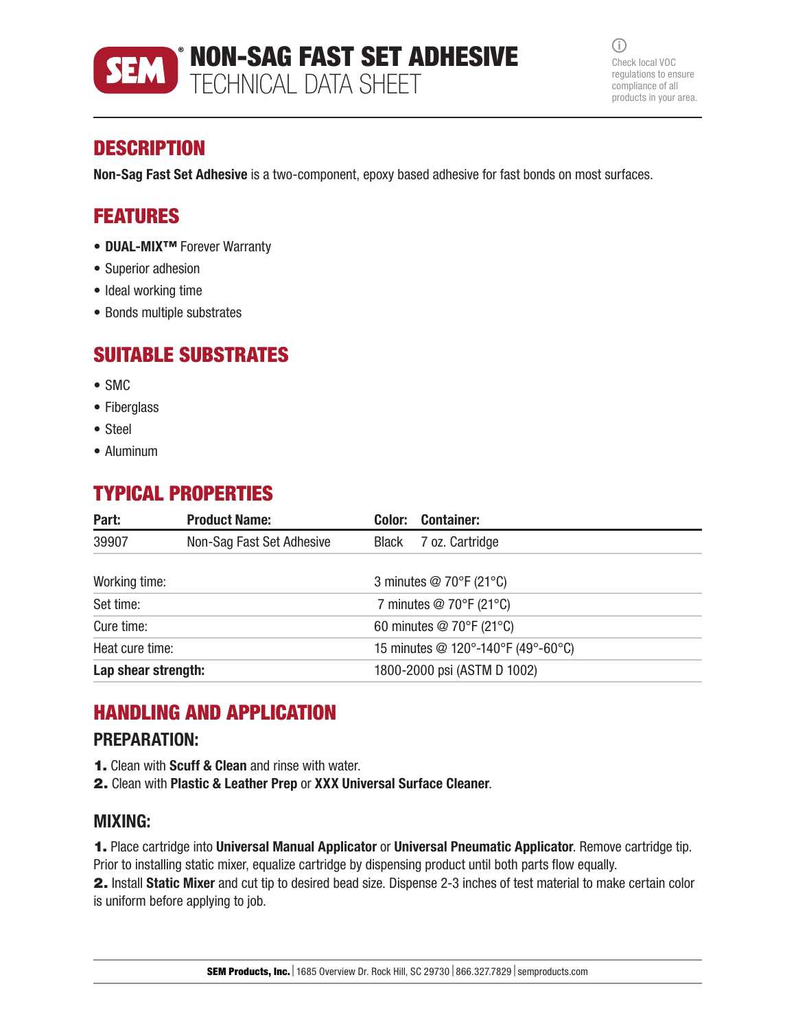# NON-SAG FAST SET ADHESIVE

TECHNICAL DATA SHEET

Check local VOC regulations to ensure compliance of all products in your area.

## DESCRIPTION

**Non-Sag Fast Set Adhesive** is a two-component, epoxy based adhesive for fast bonds on most surfaces.

## FEATURES

- **DUAL-MIX™** Forever Warranty
- Superior adhesion
- Ideal working time
- Bonds multiple substrates

## SUITABLE SUBSTRATES

- SMC
- Fiberglass
- Steel
- Aluminum

## TYPICAL PROPERTIES

| Part: | Product Name: | Color: | Container: |
|---|---|---|---|
| 39907 | Non-Sag Fast Set Adhesive | Black | 7 oz. Cartridge |

| | |
|---|---|
| Working time: | 3 minutes @ 70°F (21°C) |
| Set time: | 7 minutes @ 70°F (21°C) |
| Cure time: | 60 minutes @ 70°F (21°C) |
| Heat cure time: | 15 minutes @ 120°-140°F (49°-60°C) |
| **Lap shear strength:** | 1800-2000 psi (ASTM D 1002) |

## HANDLING AND APPLICATION

### PREPARATION:

1. Clean with **Scuff & Clean** and rinse with water.
2. Clean with **Plastic & Leather Prep** or **XXX Universal Surface Cleaner**.

### MIXING:

1. Place cartridge into **Universal Manual Applicator** or **Universal Pneumatic Applicator**. Remove cartridge tip. Prior to installing static mixer, equalize cartridge by dispensing product until both parts flow equally.
2. Install **Static Mixer** and cut tip to desired bead size. Dispense 2-3 inches of test material to make certain color is uniform before applying to job.

**SEM Products, Inc.** | 1685 Overview Dr. Rock Hill, SC 29730 | 866.327.7829 | semproducts.com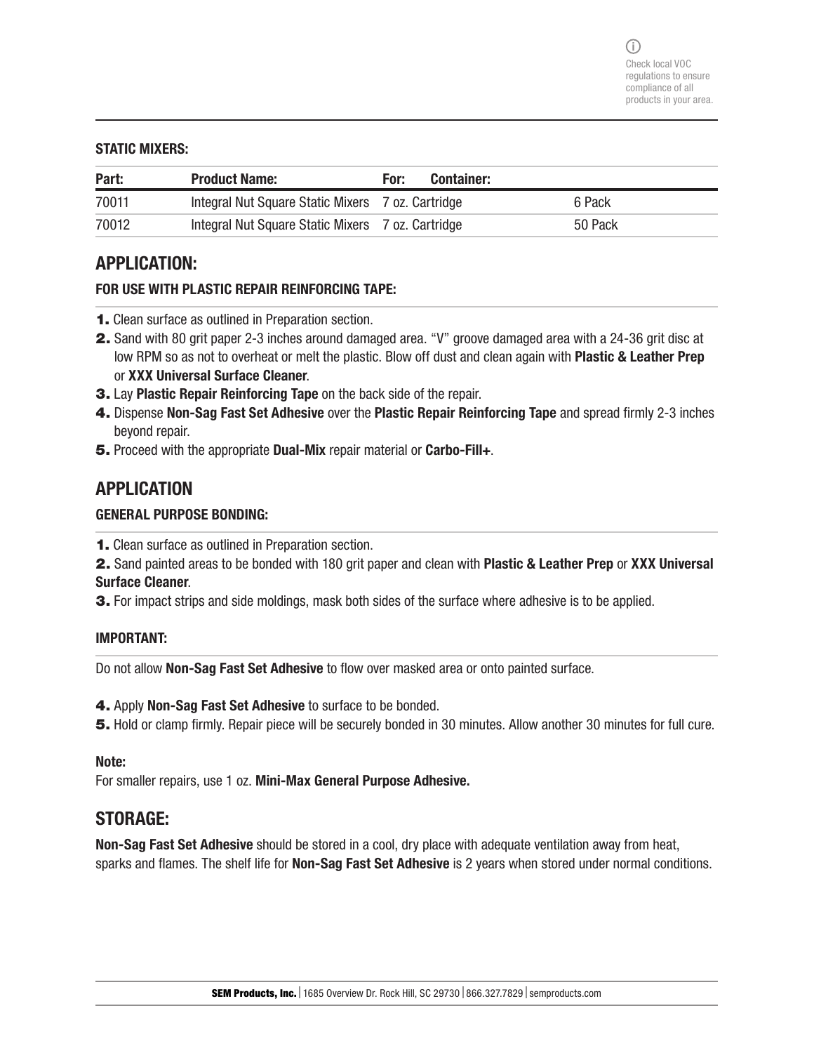Check local VOC regulations to ensure compliance of all products in your area.

**STATIC MIXERS:**

| Part: | Product Name: | For: Container: | |
|---|---|---|---|
| 70011 | Integral Nut Square Static Mixers | 7 oz. Cartridge | 6 Pack |
| 70012 | Integral Nut Square Static Mixers | 7 oz. Cartridge | 50 Pack |

## APPLICATION:

**FOR USE WITH PLASTIC REPAIR REINFORCING TAPE:**

1. Clean surface as outlined in Preparation section.
2. Sand with 80 grit paper 2-3 inches around damaged area. "V" groove damaged area with a 24-36 grit disc at low RPM so as not to overheat or melt the plastic. Blow off dust and clean again with **Plastic & Leather Prep** or **XXX Universal Surface Cleaner**.
3. Lay **Plastic Repair Reinforcing Tape** on the back side of the repair.
4. Dispense **Non-Sag Fast Set Adhesive** over the **Plastic Repair Reinforcing Tape** and spread firmly 2-3 inches beyond repair.
5. Proceed with the appropriate **Dual-Mix** repair material or **Carbo-Fill+**.

## APPLICATION

**GENERAL PURPOSE BONDING:**

1. Clean surface as outlined in Preparation section.
2. Sand painted areas to be bonded with 180 grit paper and clean with **Plastic & Leather Prep** or **XXX Universal Surface Cleaner**.
3. For impact strips and side moldings, mask both sides of the surface where adhesive is to be applied.

**IMPORTANT:**

Do not allow **Non-Sag Fast Set Adhesive** to flow over masked area or onto painted surface.

4. Apply **Non-Sag Fast Set Adhesive** to surface to be bonded.
5. Hold or clamp firmly. Repair piece will be securely bonded in 30 minutes. Allow another 30 minutes for full cure.

**Note:**
For smaller repairs, use 1 oz. **Mini-Max General Purpose Adhesive.**

## STORAGE:

**Non-Sag Fast Set Adhesive** should be stored in a cool, dry place with adequate ventilation away from heat, sparks and flames. The shelf life for **Non-Sag Fast Set Adhesive** is 2 years when stored under normal conditions.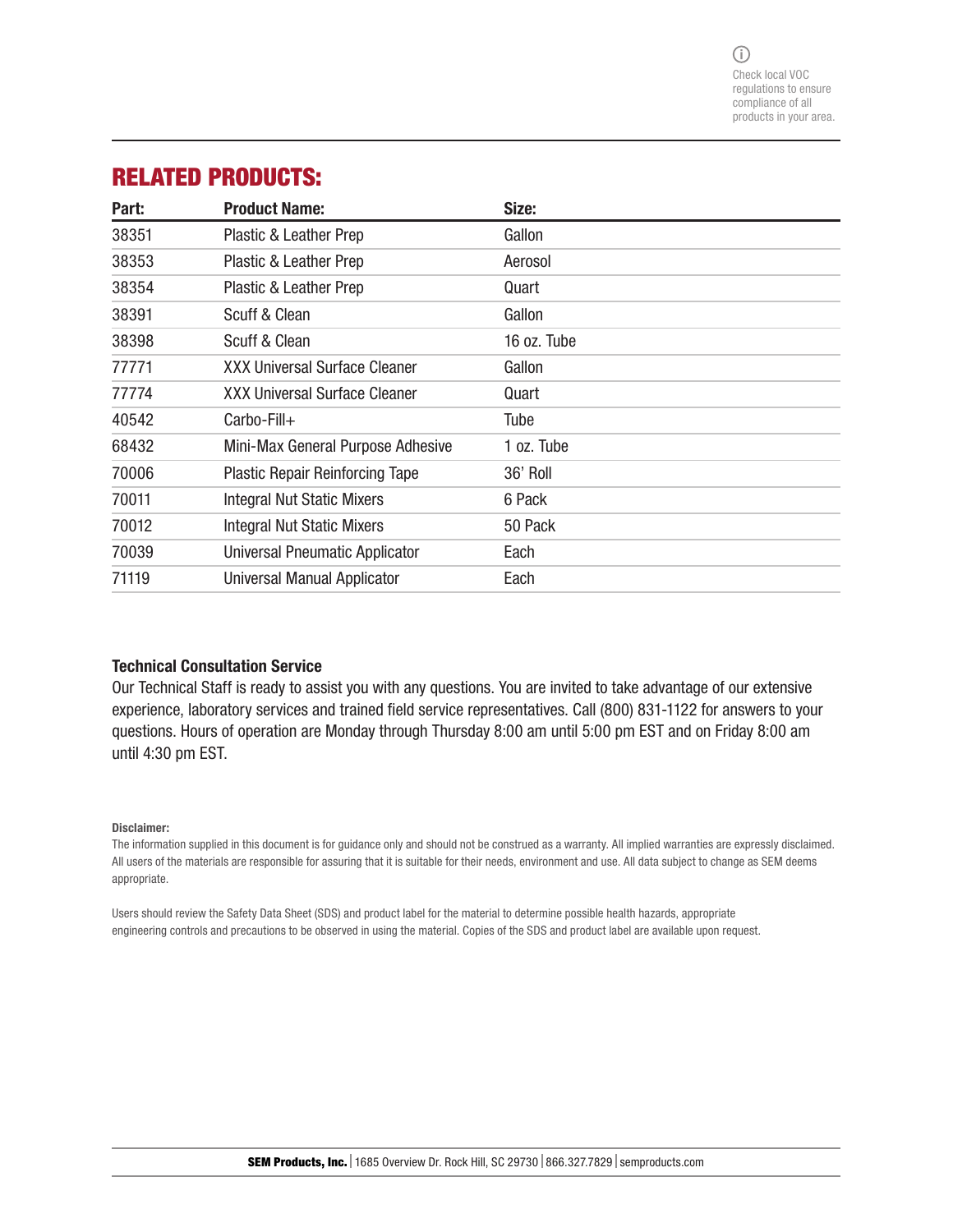Check local VOC regulations to ensure compliance of all products in your area.

## RELATED PRODUCTS:

| Part: | Product Name: | Size: |
|---|---|---|
| 38351 | Plastic & Leather Prep | Gallon |
| 38353 | Plastic & Leather Prep | Aerosol |
| 38354 | Plastic & Leather Prep | Quart |
| 38391 | Scuff & Clean | Gallon |
| 38398 | Scuff & Clean | 16 oz. Tube |
| 77771 | XXX Universal Surface Cleaner | Gallon |
| 77774 | XXX Universal Surface Cleaner | Quart |
| 40542 | Carbo-Fill+ | Tube |
| 68432 | Mini-Max General Purpose Adhesive | 1 oz. Tube |
| 70006 | Plastic Repair Reinforcing Tape | 36' Roll |
| 70011 | Integral Nut Static Mixers | 6 Pack |
| 70012 | Integral Nut Static Mixers | 50 Pack |
| 70039 | Universal Pneumatic Applicator | Each |
| 71119 | Universal Manual Applicator | Each |

### Technical Consultation Service

Our Technical Staff is ready to assist you with any questions. You are invited to take advantage of our extensive experience, laboratory services and trained field service representatives. Call (800) 831-1122 for answers to your questions. Hours of operation are Monday through Thursday 8:00 am until 5:00 pm EST and on Friday 8:00 am until 4:30 pm EST.

**Disclaimer:**

The information supplied in this document is for guidance only and should not be construed as a warranty. All implied warranties are expressly disclaimed. All users of the materials are responsible for assuring that it is suitable for their needs, environment and use. All data subject to change as SEM deems appropriate.

Users should review the Safety Data Sheet (SDS) and product label for the material to determine possible health hazards, appropriate engineering controls and precautions to be observed in using the material. Copies of the SDS and product label are available upon request.

**SEM Products, Inc.** | 1685 Overview Dr. Rock Hill, SC 29730 | 866.327.7829 | semproducts.com